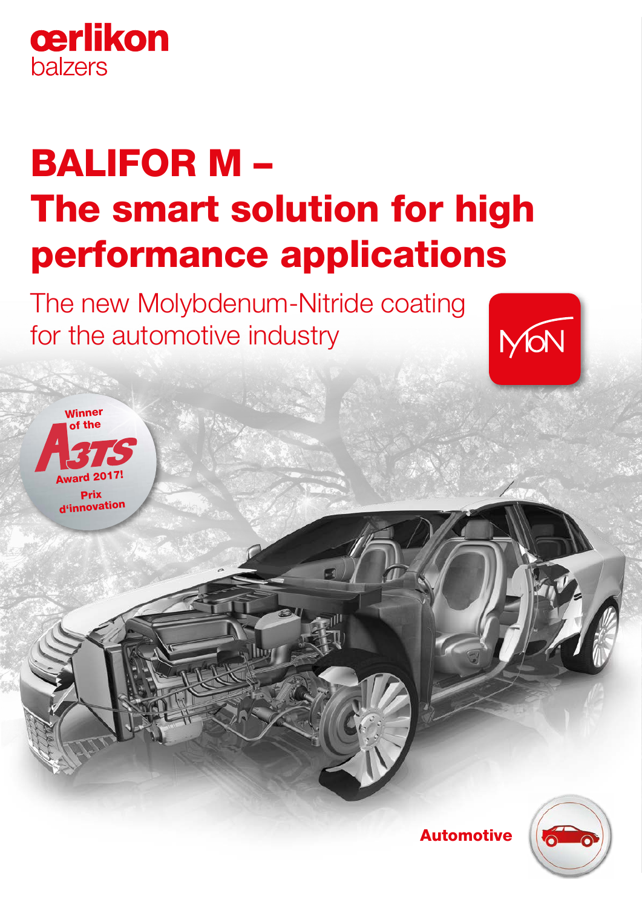oerlikon balzers

# BALIFOR M – The smart solution for high performance applications

## The new Molybdenum-Nitride coating for the automotive industry

MoN

Winner of the A3TS Award 2017! Prix d'innovation

Automotive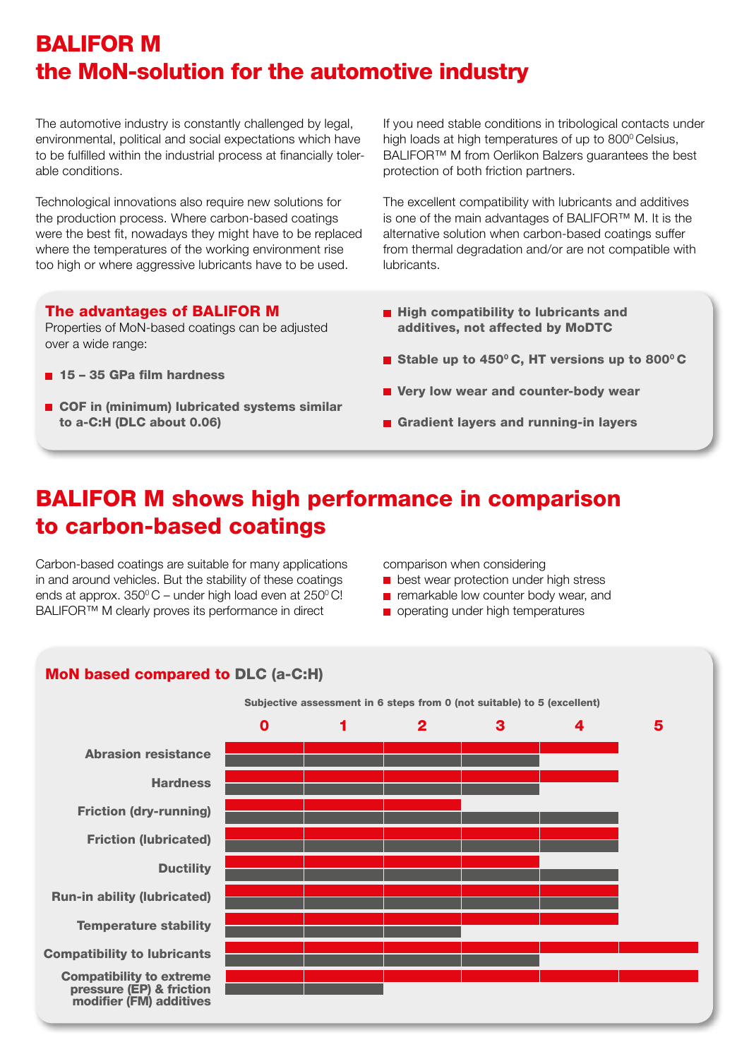# BALIFOR M
# the MoN-solution for the automotive industry

The automotive industry is constantly challenged by legal, environmental, political and social expectations which have to be fulfilled within the industrial process at financially tolerable conditions.

Technological innovations also require new solutions for the production process. Where carbon-based coatings were the best fit, nowadays they might have to be replaced where the temperatures of the working environment rise too high or where aggressive lubricants have to be used.

If you need stable conditions in tribological contacts under high loads at high temperatures of up to 800° Celsius, BALIFOR™ M from Oerlikon Balzers guarantees the best protection of both friction partners.

The excellent compatibility with lubricants and additives is one of the main advantages of BALIFOR™ M. It is the alternative solution when carbon-based coatings suffer from thermal degradation and/or are not compatible with lubricants.

### The advantages of BALIFOR M

Properties of MoN-based coatings can be adjusted over a wide range:

- **15 – 35 GPa film hardness**
- **COF in (minimum) lubricated systems similar to a-C:H (DLC about 0.06)**
- **High compatibility to lubricants and additives, not affected by MoDTC**
- **Stable up to 450° C, HT versions up to 800° C**
- **Very low wear and counter-body wear**
- **Gradient layers and running-in layers**

# BALIFOR M shows high performance in comparison to carbon-based coatings

Carbon-based coatings are suitable for many applications in and around vehicles. But the stability of these coatings ends at approx. 350° C – under high load even at 250° C! BALIFOR™ M clearly proves its performance in direct comparison when considering

- best wear protection under high stress
- remarkable low counter body wear, and
- operating under high temperatures

### MoN based compared to DLC (a-C:H)

Subjective assessment in 6 steps from 0 (not suitable) to 5 (excellent)

| Property | MoN based | DLC (a-C:H) |
|---|---|---|
| Abrasion resistance | 4 | 3 |
| Hardness | 4 | 3 |
| Friction (dry-running) | 2 | 4 |
| Friction (lubricated) | 4 | 4 |
| Ductility | 3 | 4 |
| Run-in ability (lubricated) | 4 | 4 |
| Temperature stability | 4 | 2 |
| Compatibility to lubricants | 5 | 3 |
| Compatibility to extreme pressure (EP) & friction modifier (FM) additives | 5 | 1 |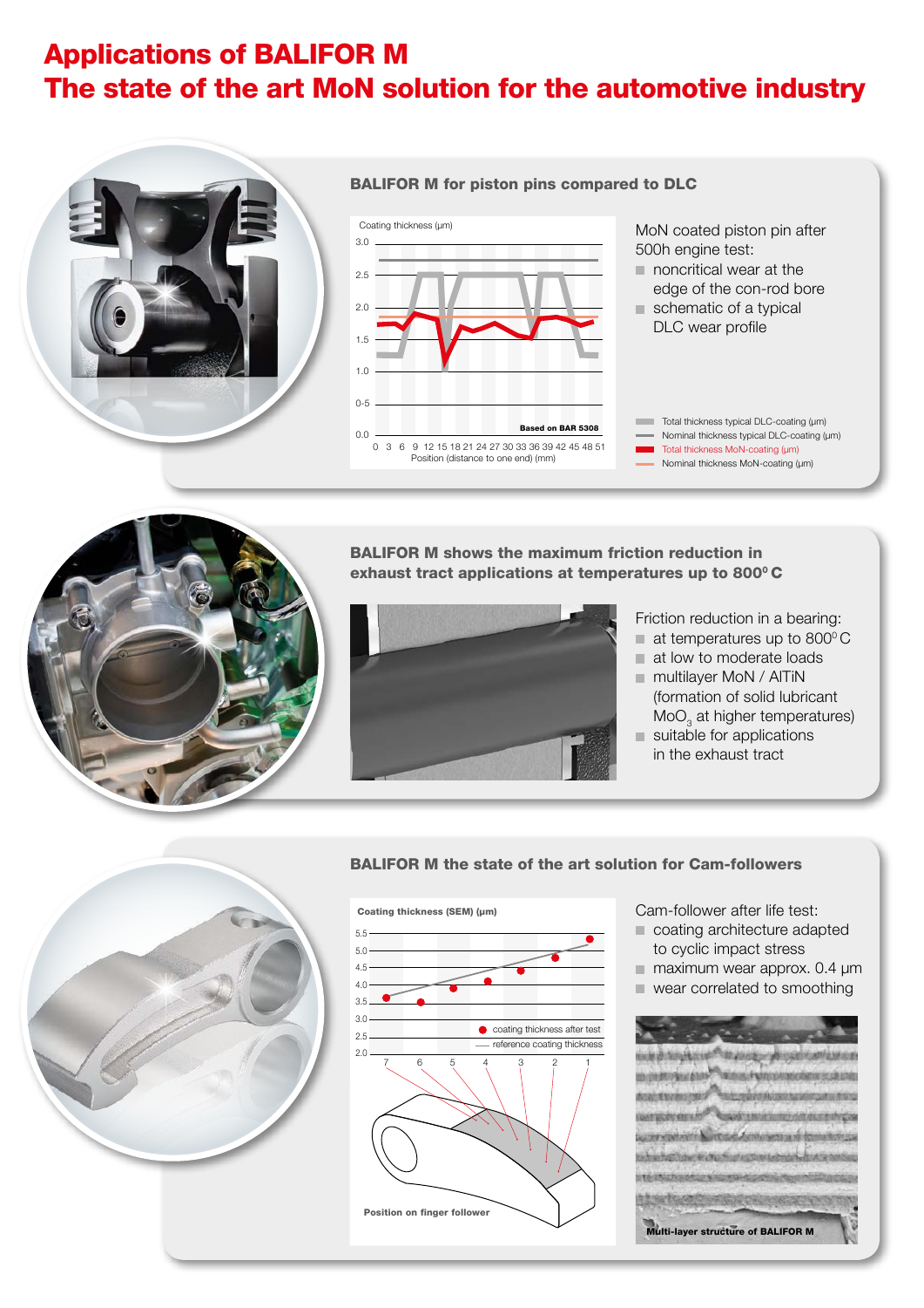# Applications of BALIFOR M
# The state of the art MoN solution for the automotive industry

## BALIFOR M for piston pins compared to DLC

Coating thickness (µm)

Position (distance to one end) (mm)

Based on BAR 5308

- Total thickness typical DLC-coating (µm)
- Nominal thickness typical DLC-coating (µm)
- Total thickness MoN-coating (µm)
- Nominal thickness MoN-coating (µm)

MoN coated piston pin after 500h engine test:

- noncritical wear at the edge of the con-rod bore
- schematic of a typical DLC wear profile

## BALIFOR M shows the maximum friction reduction in exhaust tract applications at temperatures up to 800° C

Friction reduction in a bearing:

- at temperatures up to 800° C
- at low to moderate loads
- multilayer MoN / AlTiN (formation of solid lubricant $MoO_3$ at higher temperatures)
- suitable for applications in the exhaust tract

## BALIFOR M the state of the art solution for Cam-followers

Coating thickness (SEM) (µm)

- coating thickness after test
- reference coating thickness

Position on finger follower

Cam-follower after life test:

- coating architecture adapted to cyclic impact stress
- maximum wear approx. 0.4 µm
- wear correlated to smoothing

Multi-layer structure of BALIFOR M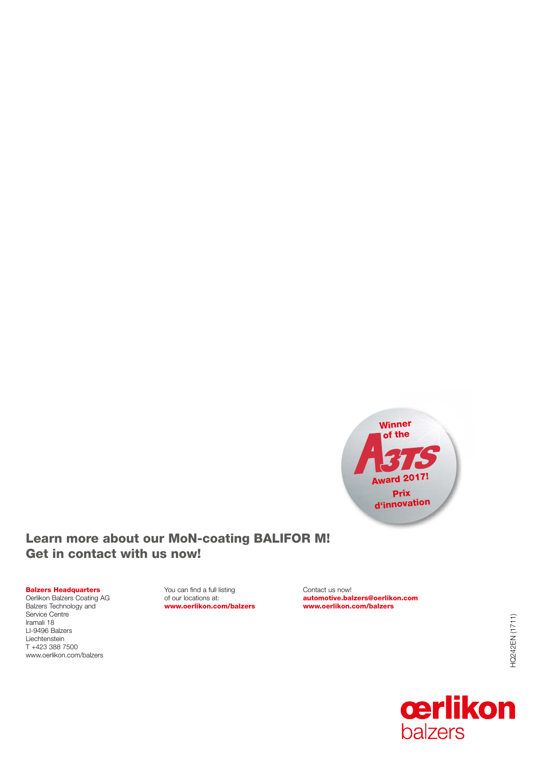Winner of the A3TS Award 2017! Prix d'innovation

**Learn more about our MoN-coating BALIFOR M!**
**Get in contact with us now!**

**Balzers Headquarters**
Oerlikon Balzers Coating AG
Balzers Technology and Service Centre
Iramali 18
LI-9496 Balzers
Liechtenstein
T +423 388 7500
www.oerlikon.com/balzers

You can find a full listing of our locations at:
**www.oerlikon.com/balzers**

Contact us now!
**automotive.balzers@oerlikon.com**
**www.oerlikon.com/balzers**

HQ242EN (1711)

oerlikon balzers